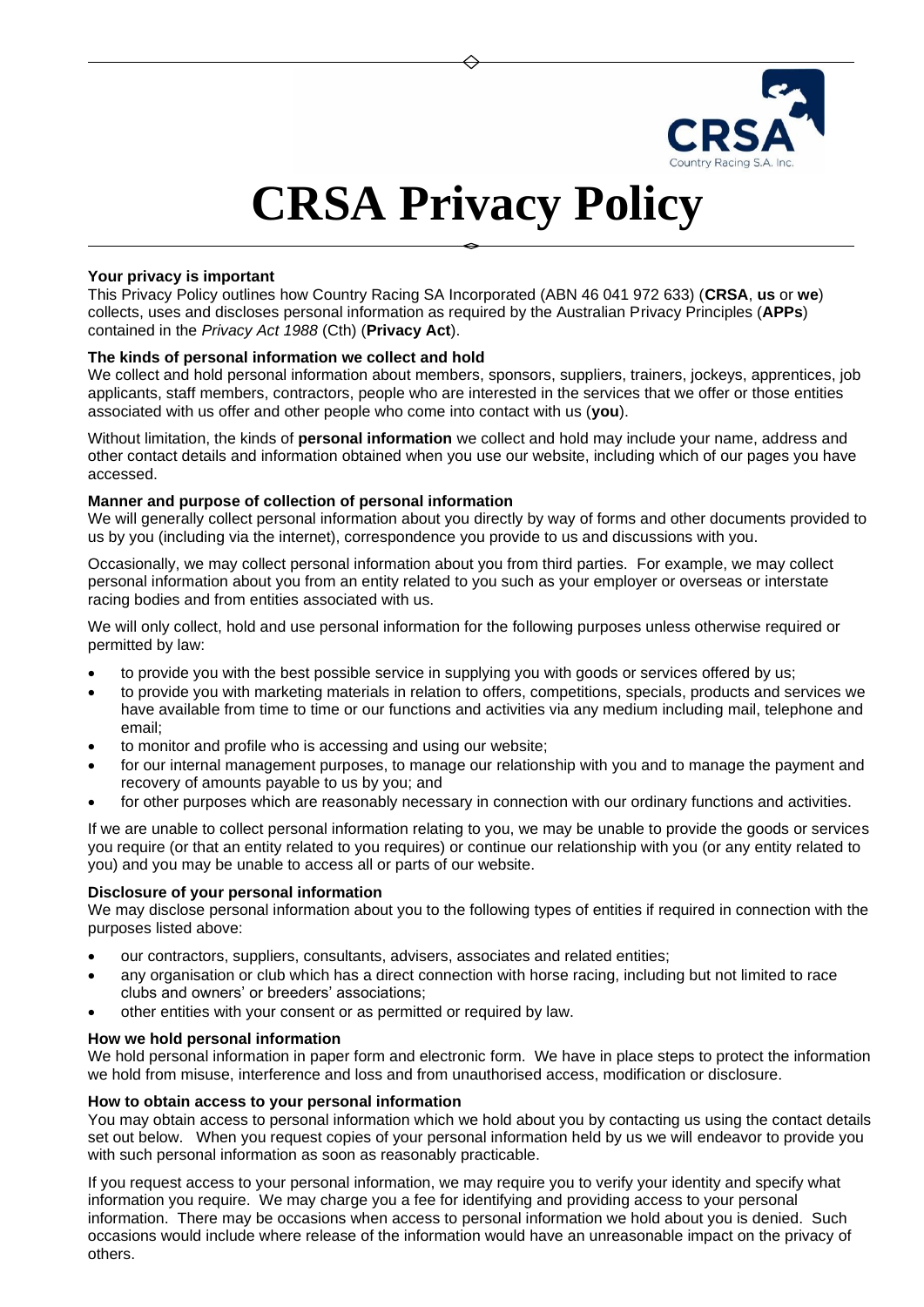# CRSA Privacy Policy

**Your privacy is important**

This Privacy Policy outlines how Country Racing SA Incorporated (ABN 46 041 972 633) (**CRSA**, **us** or **we**) collects, uses and discloses personal information as required by the Australian Privacy Principles (**APPs**) contained in the *Privacy Act 1988* (Cth) (**Privacy Act**).

**The kinds of personal information we collect and hold**

We collect and hold personal information about members, sponsors, suppliers, trainers, jockeys, apprentices, job applicants, staff members, contractors, people who are interested in the services that we offer or those entities associated with us offer and other people who come into contact with us (**you**).

Without limitation, the kinds of **personal information** we collect and hold may include your name, address and other contact details and information obtained when you use our website, including which of our pages you have accessed.

**Manner and purpose of collection of personal information**

We will generally collect personal information about you directly by way of forms and other documents provided to us by you (including via the internet), correspondence you provide to us and discussions with you.

Occasionally, we may collect personal information about you from third parties. For example, we may collect personal information about you from an entity related to you such as your employer or overseas or interstate racing bodies and from entities associated with us.

We will only collect, hold and use personal information for the following purposes unless otherwise required or permitted by law:

- to provide you with the best possible service in supplying you with goods or services offered by us;
- to provide you with marketing materials in relation to offers, competitions, specials, products and services we have available from time to time or our functions and activities via any medium including mail, telephone and email;
- to monitor and profile who is accessing and using our website;
- for our internal management purposes, to manage our relationship with you and to manage the payment and recovery of amounts payable to us by you; and
- for other purposes which are reasonably necessary in connection with our ordinary functions and activities.

If we are unable to collect personal information relating to you, we may be unable to provide the goods or services you require (or that an entity related to you requires) or continue our relationship with you (or any entity related to you) and you may be unable to access all or parts of our website.

**Disclosure of your personal information**

We may disclose personal information about you to the following types of entities if required in connection with the purposes listed above:

- our contractors, suppliers, consultants, advisers, associates and related entities;
- any organisation or club which has a direct connection with horse racing, including but not limited to race clubs and owners' or breeders' associations;
- other entities with your consent or as permitted or required by law.

**How we hold personal information**

We hold personal information in paper form and electronic form. We have in place steps to protect the information we hold from misuse, interference and loss and from unauthorised access, modification or disclosure.

**How to obtain access to your personal information**

You may obtain access to personal information which we hold about you by contacting us using the contact details set out below. When you request copies of your personal information held by us we will endeavor to provide you with such personal information as soon as reasonably practicable.

If you request access to your personal information, we may require you to verify your identity and specify what information you require. We may charge you a fee for identifying and providing access to your personal information. There may be occasions when access to personal information we hold about you is denied. Such occasions would include where release of the information would have an unreasonable impact on the privacy of others.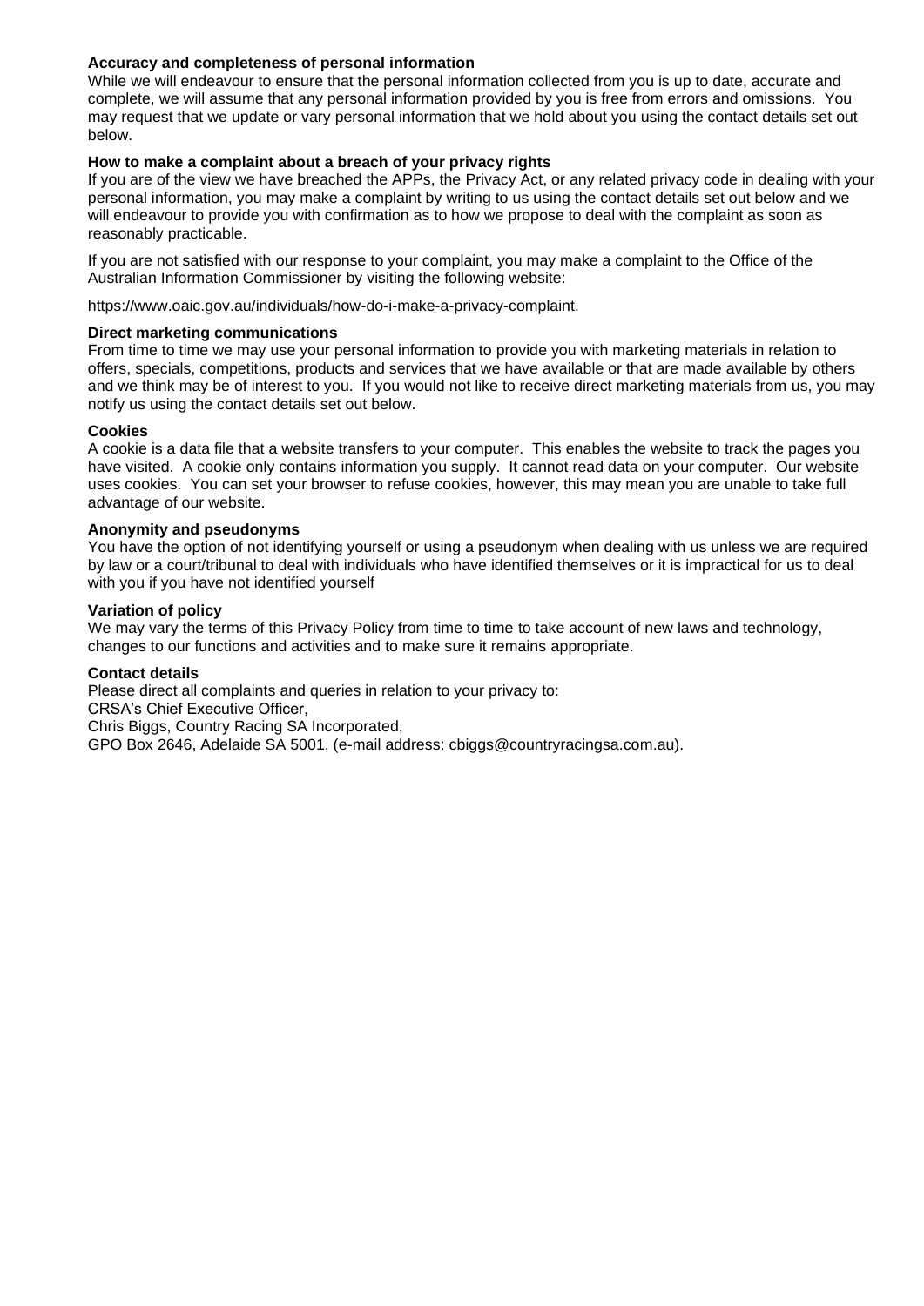**Accuracy and completeness of personal information**

While we will endeavour to ensure that the personal information collected from you is up to date, accurate and complete, we will assume that any personal information provided by you is free from errors and omissions. You may request that we update or vary personal information that we hold about you using the contact details set out below.

**How to make a complaint about a breach of your privacy rights**

If you are of the view we have breached the APPs, the Privacy Act, or any related privacy code in dealing with your personal information, you may make a complaint by writing to us using the contact details set out below and we will endeavour to provide you with confirmation as to how we propose to deal with the complaint as soon as reasonably practicable.

If you are not satisfied with our response to your complaint, you may make a complaint to the Office of the Australian Information Commissioner by visiting the following website:

https://www.oaic.gov.au/individuals/how-do-i-make-a-privacy-complaint.

**Direct marketing communications**

From time to time we may use your personal information to provide you with marketing materials in relation to offers, specials, competitions, products and services that we have available or that are made available by others and we think may be of interest to you. If you would not like to receive direct marketing materials from us, you may notify us using the contact details set out below.

**Cookies**

A cookie is a data file that a website transfers to your computer. This enables the website to track the pages you have visited. A cookie only contains information you supply. It cannot read data on your computer. Our website uses cookies. You can set your browser to refuse cookies, however, this may mean you are unable to take full advantage of our website.

**Anonymity and pseudonyms**

You have the option of not identifying yourself or using a pseudonym when dealing with us unless we are required by law or a court/tribunal to deal with individuals who have identified themselves or it is impractical for us to deal with you if you have not identified yourself

**Variation of policy**

We may vary the terms of this Privacy Policy from time to time to take account of new laws and technology, changes to our functions and activities and to make sure it remains appropriate.

**Contact details**

Please direct all complaints and queries in relation to your privacy to:
CRSA's Chief Executive Officer,
Chris Biggs, Country Racing SA Incorporated,
GPO Box 2646, Adelaide SA 5001, (e-mail address: cbiggs@countryracingsa.com.au).